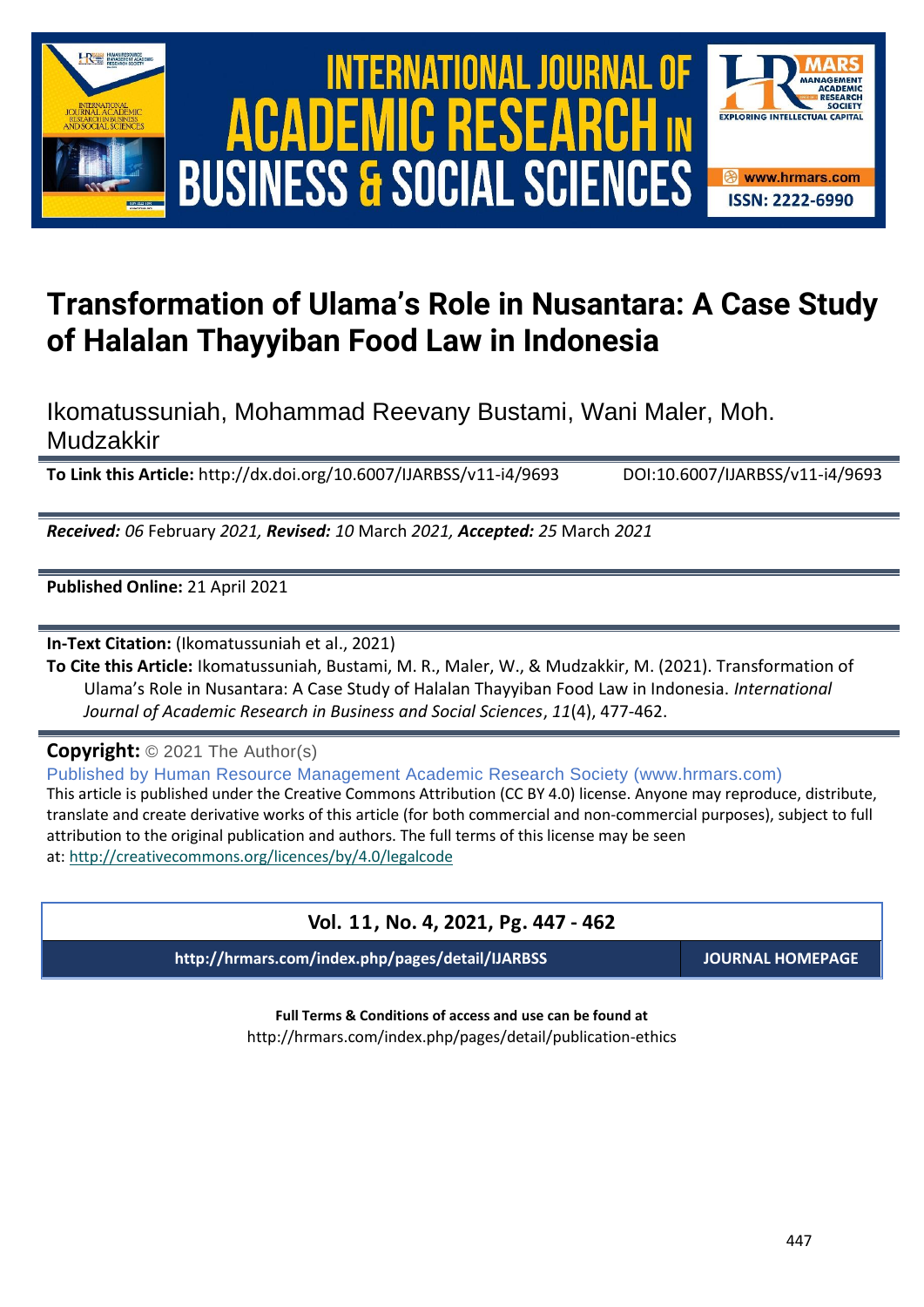# Transformation of Ulama's Role in Nusantara: A Case Study of Halalan Thayyiban Food Law in Indonesia

Ikomatussuniah, Mohammad Reevany Bustami, Wani Maler, Moh. Mudzakkir

**To Link this Article:** http://dx.doi.org/10.6007/IJARBSS/v11-i4/9693 DOI:10.6007/IJARBSS/v11-i4/9693

***Received:*** *06* February *2021,* ***Revised:*** *10* March *2021,* ***Accepted:*** *25* March *2021*

**Published Online:** 21 April 2021

**In-Text Citation:** (Ikomatussuniah et al., 2021)

**To Cite this Article:** Ikomatussuniah, Bustami, M. R., Maler, W., & Mudzakkir, M. (2021). Transformation of Ulama's Role in Nusantara: A Case Study of Halalan Thayyiban Food Law in Indonesia. *International Journal of Academic Research in Business and Social Sciences*, *11*(4), 477-462.

**Copyright:** © 2021 The Author(s)

Published by Human Resource Management Academic Research Society (www.hrmars.com)

This article is published under the Creative Commons Attribution (CC BY 4.0) license. Anyone may reproduce, distribute, translate and create derivative works of this article (for both commercial and non-commercial purposes), subject to full attribution to the original publication and authors. The full terms of this license may be seen at: http://creativecommons.org/licences/by/4.0/legalcode

**Vol. 11, No. 4, 2021, Pg. 447 - 462**

**http://hrmars.com/index.php/pages/detail/IJARBSS** **JOURNAL HOMEPAGE**

**Full Terms & Conditions of access and use can be found at**
http://hrmars.com/index.php/pages/detail/publication-ethics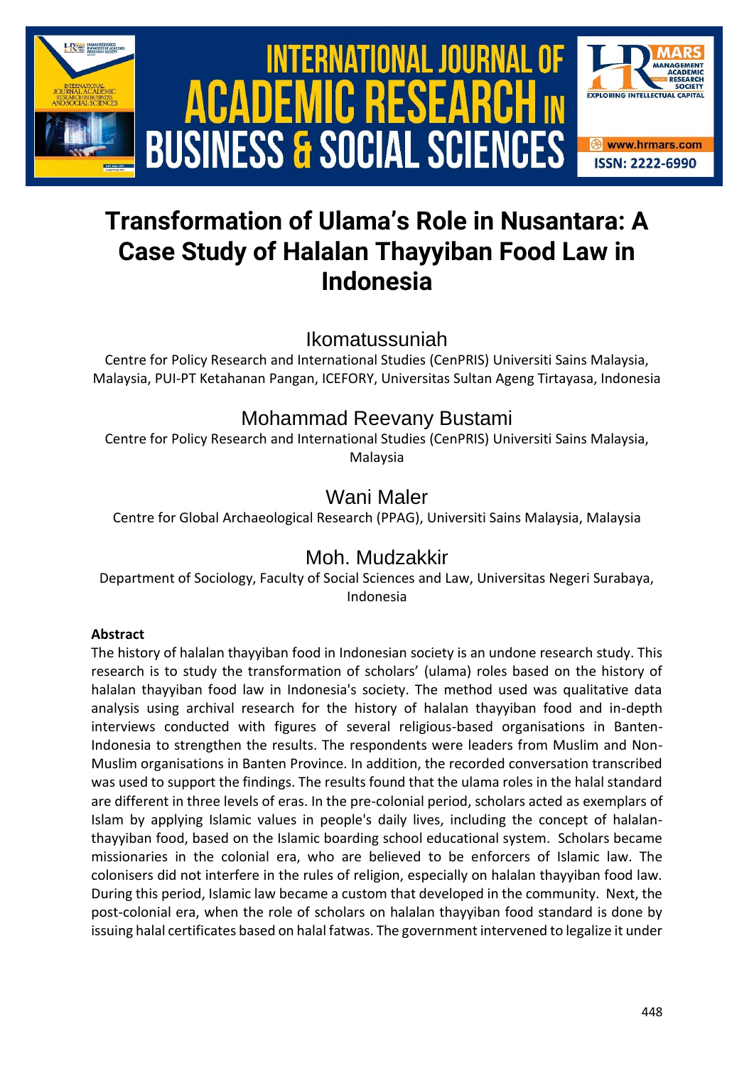# Transformation of Ulama's Role in Nusantara: A Case Study of Halalan Thayyiban Food Law in Indonesia

Ikomatussuniah

Centre for Policy Research and International Studies (CenPRIS) Universiti Sains Malaysia, Malaysia, PUI-PT Ketahanan Pangan, ICEFORY, Universitas Sultan Ageng Tirtayasa, Indonesia

Mohammad Reevany Bustami

Centre for Policy Research and International Studies (CenPRIS) Universiti Sains Malaysia, Malaysia

Wani Maler

Centre for Global Archaeological Research (PPAG), Universiti Sains Malaysia, Malaysia

Moh. Mudzakkir

Department of Sociology, Faculty of Social Sciences and Law, Universitas Negeri Surabaya, Indonesia

**Abstract**

The history of halalan thayyiban food in Indonesian society is an undone research study. This research is to study the transformation of scholars' (ulama) roles based on the history of halalan thayyiban food law in Indonesia's society. The method used was qualitative data analysis using archival research for the history of halalan thayyiban food and in-depth interviews conducted with figures of several religious-based organisations in Banten-Indonesia to strengthen the results. The respondents were leaders from Muslim and Non-Muslim organisations in Banten Province. In addition, the recorded conversation transcribed was used to support the findings. The results found that the ulama roles in the halal standard are different in three levels of eras. In the pre-colonial period, scholars acted as exemplars of Islam by applying Islamic values in people's daily lives, including the concept of halalan-thayyiban food, based on the Islamic boarding school educational system. Scholars became missionaries in the colonial era, who are believed to be enforcers of Islamic law. The colonisers did not interfere in the rules of religion, especially on halalan thayyiban food law. During this period, Islamic law became a custom that developed in the community. Next, the post-colonial era, when the role of scholars on halalan thayyiban food standard is done by issuing halal certificates based on halal fatwas. The government intervened to legalize it under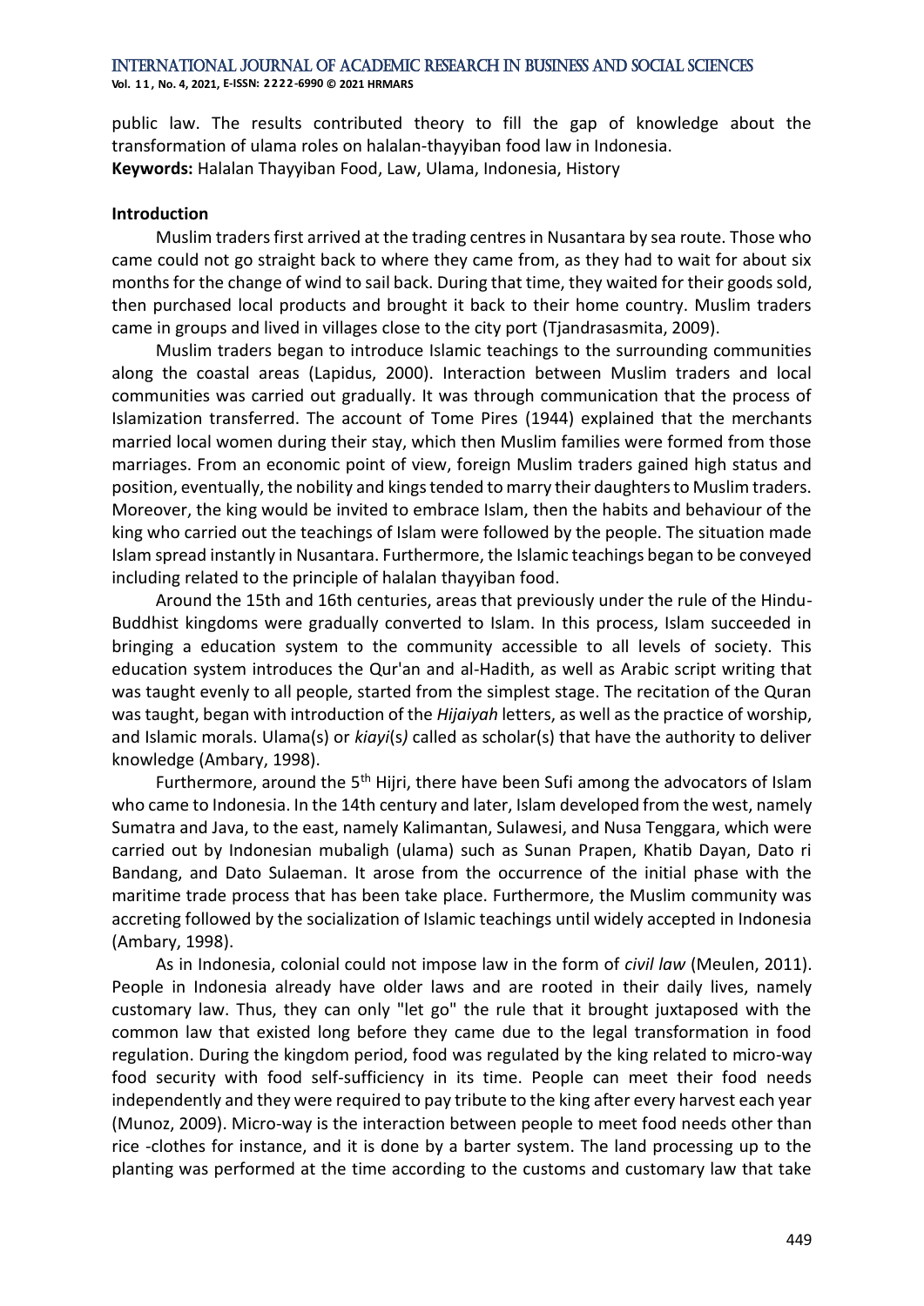public law. The results contributed theory to fill the gap of knowledge about the transformation of ulama roles on halalan-thayyiban food law in Indonesia.

**Keywords:** Halalan Thayyiban Food, Law, Ulama, Indonesia, History

**Introduction**

Muslim traders first arrived at the trading centres in Nusantara by sea route. Those who came could not go straight back to where they came from, as they had to wait for about six months for the change of wind to sail back. During that time, they waited for their goods sold, then purchased local products and brought it back to their home country. Muslim traders came in groups and lived in villages close to the city port (Tjandrasasmita, 2009).

Muslim traders began to introduce Islamic teachings to the surrounding communities along the coastal areas (Lapidus, 2000). Interaction between Muslim traders and local communities was carried out gradually. It was through communication that the process of Islamization transferred. The account of Tome Pires (1944) explained that the merchants married local women during their stay, which then Muslim families were formed from those marriages. From an economic point of view, foreign Muslim traders gained high status and position, eventually, the nobility and kings tended to marry their daughters to Muslim traders. Moreover, the king would be invited to embrace Islam, then the habits and behaviour of the king who carried out the teachings of Islam were followed by the people. The situation made Islam spread instantly in Nusantara. Furthermore, the Islamic teachings began to be conveyed including related to the principle of halalan thayyiban food.

Around the 15th and 16th centuries, areas that previously under the rule of the Hindu-Buddhist kingdoms were gradually converted to Islam. In this process, Islam succeeded in bringing a education system to the community accessible to all levels of society. This education system introduces the Qur'an and al-Hadith, as well as Arabic script writing that was taught evenly to all people, started from the simplest stage. The recitation of the Quran was taught, began with introduction of the *Hijaiyah* letters, as well as the practice of worship, and Islamic morals. Ulama(s) or *kiayi*(s*)* called as scholar(s) that have the authority to deliver knowledge (Ambary, 1998).

Furthermore, around the 5th Hijri, there have been Sufi among the advocators of Islam who came to Indonesia. In the 14th century and later, Islam developed from the west, namely Sumatra and Java, to the east, namely Kalimantan, Sulawesi, and Nusa Tenggara, which were carried out by Indonesian mubaligh (ulama) such as Sunan Prapen, Khatib Dayan, Dato ri Bandang, and Dato Sulaeman. It arose from the occurrence of the initial phase with the maritime trade process that has been take place. Furthermore, the Muslim community was accreting followed by the socialization of Islamic teachings until widely accepted in Indonesia (Ambary, 1998).

As in Indonesia, colonial could not impose law in the form of *civil law* (Meulen, 2011). People in Indonesia already have older laws and are rooted in their daily lives, namely customary law. Thus, they can only "let go" the rule that it brought juxtaposed with the common law that existed long before they came due to the legal transformation in food regulation. During the kingdom period, food was regulated by the king related to micro-way food security with food self-sufficiency in its time. People can meet their food needs independently and they were required to pay tribute to the king after every harvest each year (Munoz, 2009). Micro-way is the interaction between people to meet food needs other than rice -clothes for instance, and it is done by a barter system. The land processing up to the planting was performed at the time according to the customs and customary law that take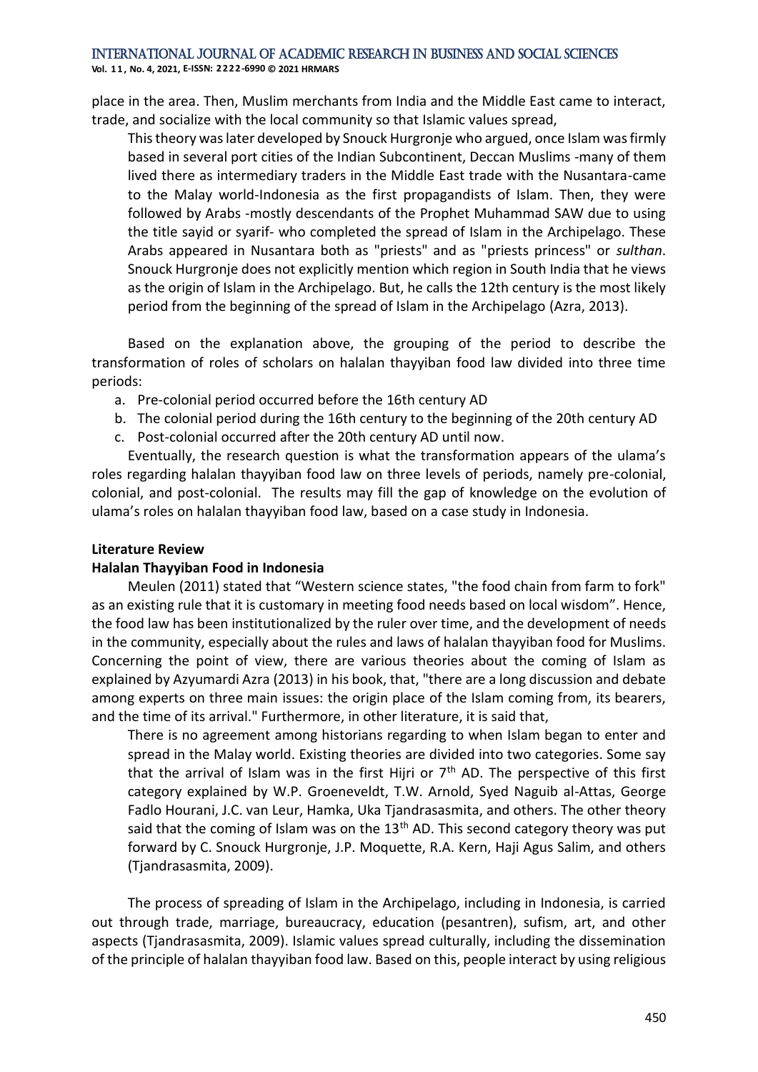place in the area. Then, Muslim merchants from India and the Middle East came to interact, trade, and socialize with the local community so that Islamic values spread,

> This theory was later developed by Snouck Hurgronje who argued, once Islam was firmly based in several port cities of the Indian Subcontinent, Deccan Muslims -many of them lived there as intermediary traders in the Middle East trade with the Nusantara-came to the Malay world-Indonesia as the first propagandists of Islam. Then, they were followed by Arabs -mostly descendants of the Prophet Muhammad SAW due to using the title sayid or syarif- who completed the spread of Islam in the Archipelago. These Arabs appeared in Nusantara both as "priests" and as "priests princess" or *sulthan*. Snouck Hurgronje does not explicitly mention which region in South India that he views as the origin of Islam in the Archipelago. But, he calls the 12th century is the most likely period from the beginning of the spread of Islam in the Archipelago (Azra, 2013).

Based on the explanation above, the grouping of the period to describe the transformation of roles of scholars on halalan thayyiban food law divided into three time periods:

a. Pre-colonial period occurred before the 16th century AD
b. The colonial period during the 16th century to the beginning of the 20th century AD
c. Post-colonial occurred after the 20th century AD until now.

Eventually, the research question is what the transformation appears of the ulama's roles regarding halalan thayyiban food law on three levels of periods, namely pre-colonial, colonial, and post-colonial. The results may fill the gap of knowledge on the evolution of ulama's roles on halalan thayyiban food law, based on a case study in Indonesia.

## Literature Review

### Halalan Thayyiban Food in Indonesia

Meulen (2011) stated that "Western science states, "the food chain from farm to fork" as an existing rule that it is customary in meeting food needs based on local wisdom". Hence, the food law has been institutionalized by the ruler over time, and the development of needs in the community, especially about the rules and laws of halalan thayyiban food for Muslims. Concerning the point of view, there are various theories about the coming of Islam as explained by Azyumardi Azra (2013) in his book, that, "there are a long discussion and debate among experts on three main issues: the origin place of the Islam coming from, its bearers, and the time of its arrival." Furthermore, in other literature, it is said that,

> There is no agreement among historians regarding to when Islam began to enter and spread in the Malay world. Existing theories are divided into two categories. Some say that the arrival of Islam was in the first Hijri or 7th AD. The perspective of this first category explained by W.P. Groeneveldt, T.W. Arnold, Syed Naguib al-Attas, George Fadlo Hourani, J.C. van Leur, Hamka, Uka Tjandrasasmita, and others. The other theory said that the coming of Islam was on the 13th AD. This second category theory was put forward by C. Snouck Hurgronje, J.P. Moquette, R.A. Kern, Haji Agus Salim, and others (Tjandrasasmita, 2009).

The process of spreading of Islam in the Archipelago, including in Indonesia, is carried out through trade, marriage, bureaucracy, education (pesantren), sufism, art, and other aspects (Tjandrasasmita, 2009). Islamic values spread culturally, including the dissemination of the principle of halalan thayyiban food law. Based on this, people interact by using religious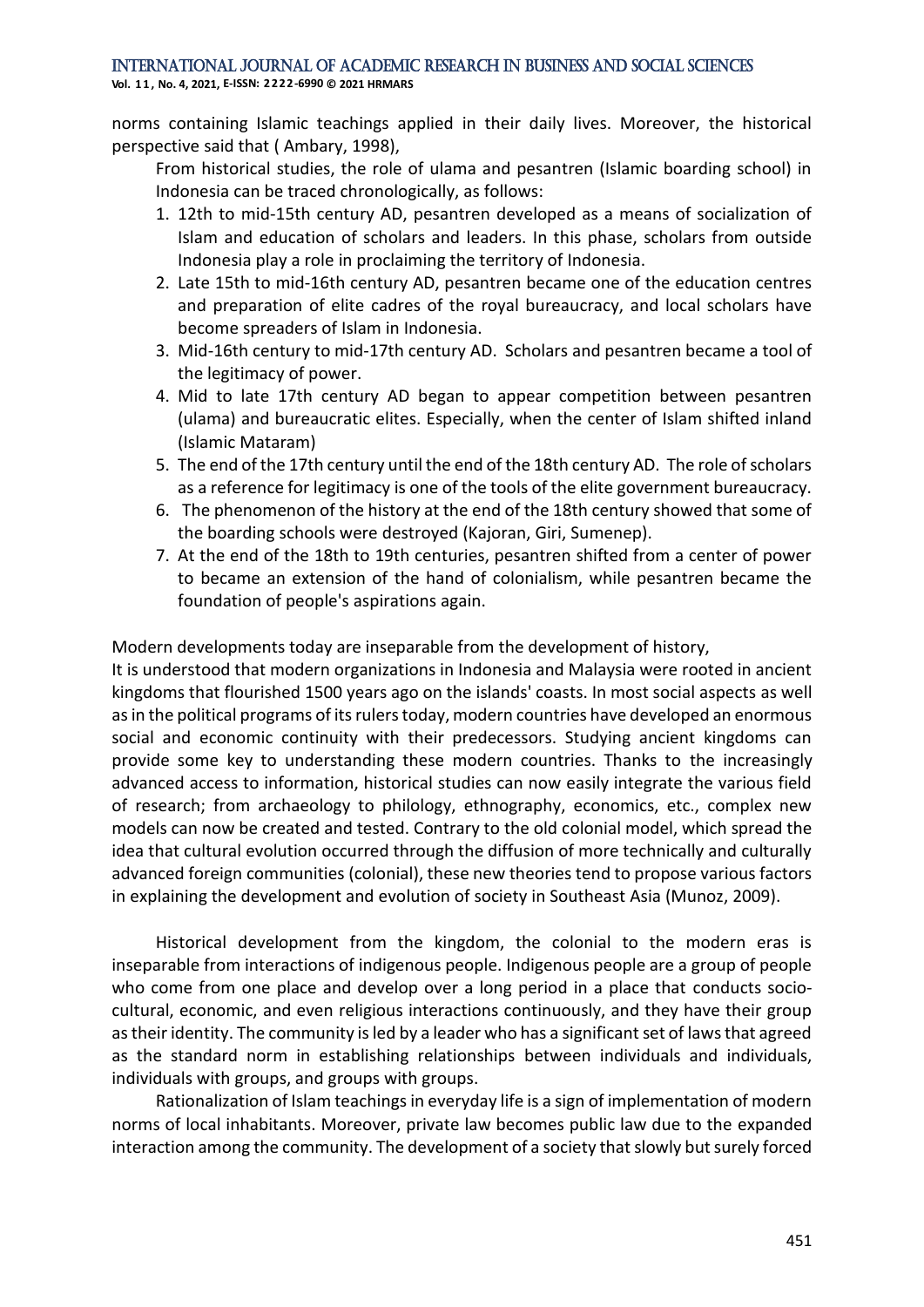norms containing Islamic teachings applied in their daily lives. Moreover, the historical perspective said that ( Ambary, 1998),

> From historical studies, the role of ulama and pesantren (Islamic boarding school) in Indonesia can be traced chronologically, as follows:
>
> 1. 12th to mid-15th century AD, pesantren developed as a means of socialization of Islam and education of scholars and leaders. In this phase, scholars from outside Indonesia play a role in proclaiming the territory of Indonesia.
> 2. Late 15th to mid-16th century AD, pesantren became one of the education centres and preparation of elite cadres of the royal bureaucracy, and local scholars have become spreaders of Islam in Indonesia.
> 3. Mid-16th century to mid-17th century AD. Scholars and pesantren became a tool of the legitimacy of power.
> 4. Mid to late 17th century AD began to appear competition between pesantren (ulama) and bureaucratic elites. Especially, when the center of Islam shifted inland (Islamic Mataram)
> 5. The end of the 17th century until the end of the 18th century AD. The role of scholars as a reference for legitimacy is one of the tools of the elite government bureaucracy.
> 6. The phenomenon of the history at the end of the 18th century showed that some of the boarding schools were destroyed (Kajoran, Giri, Sumenep).
> 7. At the end of the 18th to 19th centuries, pesantren shifted from a center of power to became an extension of the hand of colonialism, while pesantren became the foundation of people's aspirations again.

Modern developments today are inseparable from the development of history,
It is understood that modern organizations in Indonesia and Malaysia were rooted in ancient kingdoms that flourished 1500 years ago on the islands' coasts. In most social aspects as well as in the political programs of its rulers today, modern countries have developed an enormous social and economic continuity with their predecessors. Studying ancient kingdoms can provide some key to understanding these modern countries. Thanks to the increasingly advanced access to information, historical studies can now easily integrate the various field of research; from archaeology to philology, ethnography, economics, etc., complex new models can now be created and tested. Contrary to the old colonial model, which spread the idea that cultural evolution occurred through the diffusion of more technically and culturally advanced foreign communities (colonial), these new theories tend to propose various factors in explaining the development and evolution of society in Southeast Asia (Munoz, 2009).

Historical development from the kingdom, the colonial to the modern eras is inseparable from interactions of indigenous people. Indigenous people are a group of people who come from one place and develop over a long period in a place that conducts socio-cultural, economic, and even religious interactions continuously, and they have their group as their identity. The community is led by a leader who has a significant set of laws that agreed as the standard norm in establishing relationships between individuals and individuals, individuals with groups, and groups with groups.

Rationalization of Islam teachings in everyday life is a sign of implementation of modern norms of local inhabitants. Moreover, private law becomes public law due to the expanded interaction among the community. The development of a society that slowly but surely forced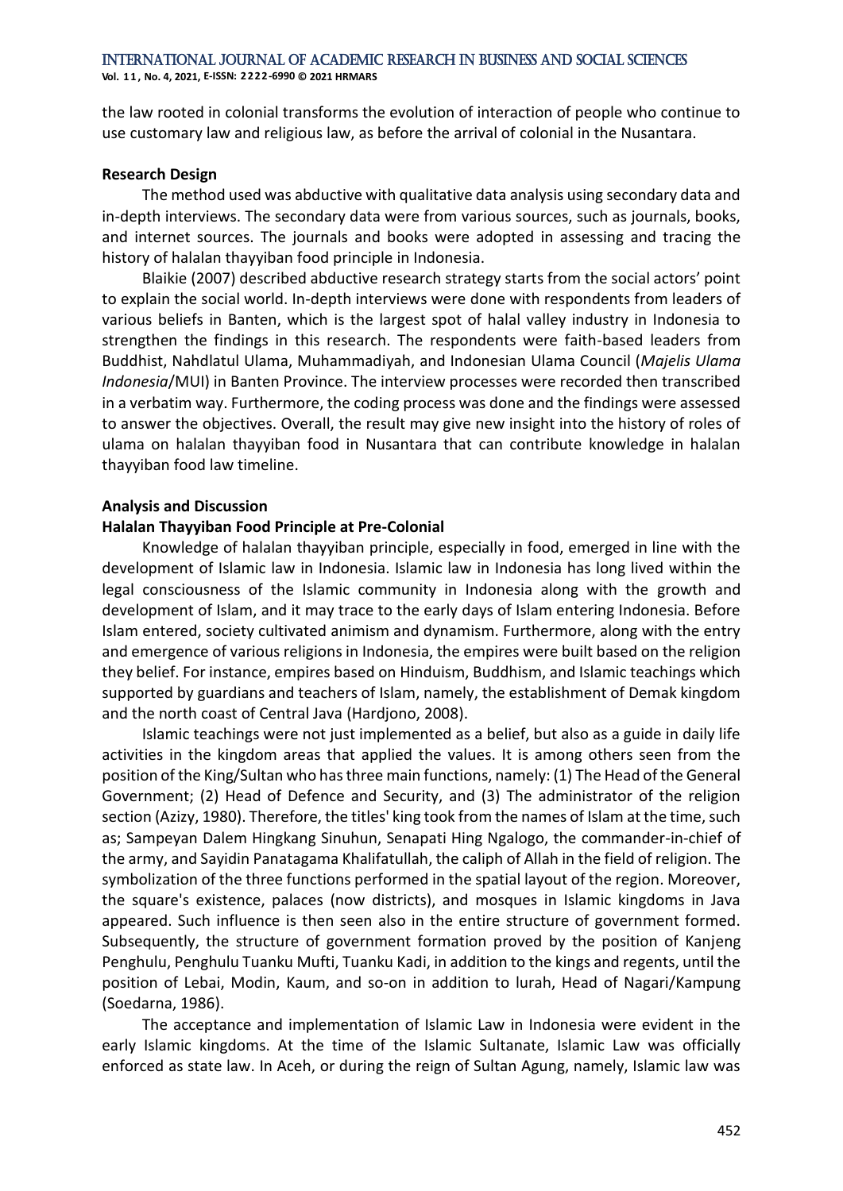the law rooted in colonial transforms the evolution of interaction of people who continue to use customary law and religious law, as before the arrival of colonial in the Nusantara.

**Research Design**

The method used was abductive with qualitative data analysis using secondary data and in-depth interviews. The secondary data were from various sources, such as journals, books, and internet sources. The journals and books were adopted in assessing and tracing the history of halalan thayyiban food principle in Indonesia.

Blaikie (2007) described abductive research strategy starts from the social actors' point to explain the social world. In-depth interviews were done with respondents from leaders of various beliefs in Banten, which is the largest spot of halal valley industry in Indonesia to strengthen the findings in this research. The respondents were faith-based leaders from Buddhist, Nahdlatul Ulama, Muhammadiyah, and Indonesian Ulama Council (*Majelis Ulama Indonesia*/MUI) in Banten Province. The interview processes were recorded then transcribed in a verbatim way. Furthermore, the coding process was done and the findings were assessed to answer the objectives. Overall, the result may give new insight into the history of roles of ulama on halalan thayyiban food in Nusantara that can contribute knowledge in halalan thayyiban food law timeline.

**Analysis and Discussion**

**Halalan Thayyiban Food Principle at Pre-Colonial**

Knowledge of halalan thayyiban principle, especially in food, emerged in line with the development of Islamic law in Indonesia. Islamic law in Indonesia has long lived within the legal consciousness of the Islamic community in Indonesia along with the growth and development of Islam, and it may trace to the early days of Islam entering Indonesia. Before Islam entered, society cultivated animism and dynamism. Furthermore, along with the entry and emergence of various religions in Indonesia, the empires were built based on the religion they belief. For instance, empires based on Hinduism, Buddhism, and Islamic teachings which supported by guardians and teachers of Islam, namely, the establishment of Demak kingdom and the north coast of Central Java (Hardjono, 2008).

Islamic teachings were not just implemented as a belief, but also as a guide in daily life activities in the kingdom areas that applied the values. It is among others seen from the position of the King/Sultan who has three main functions, namely: (1) The Head of the General Government; (2) Head of Defence and Security, and (3) The administrator of the religion section (Azizy, 1980). Therefore, the titles' king took from the names of Islam at the time, such as; Sampeyan Dalem Hingkang Sinuhun, Senapati Hing Ngalogo, the commander-in-chief of the army, and Sayidin Panatagama Khalifatullah, the caliph of Allah in the field of religion. The symbolization of the three functions performed in the spatial layout of the region. Moreover, the square's existence, palaces (now districts), and mosques in Islamic kingdoms in Java appeared. Such influence is then seen also in the entire structure of government formed. Subsequently, the structure of government formation proved by the position of Kanjeng Penghulu, Penghulu Tuanku Mufti, Tuanku Kadi, in addition to the kings and regents, until the position of Lebai, Modin, Kaum, and so-on in addition to lurah, Head of Nagari/Kampung (Soedarna, 1986).

The acceptance and implementation of Islamic Law in Indonesia were evident in the early Islamic kingdoms. At the time of the Islamic Sultanate, Islamic Law was officially enforced as state law. In Aceh, or during the reign of Sultan Agung, namely, Islamic law was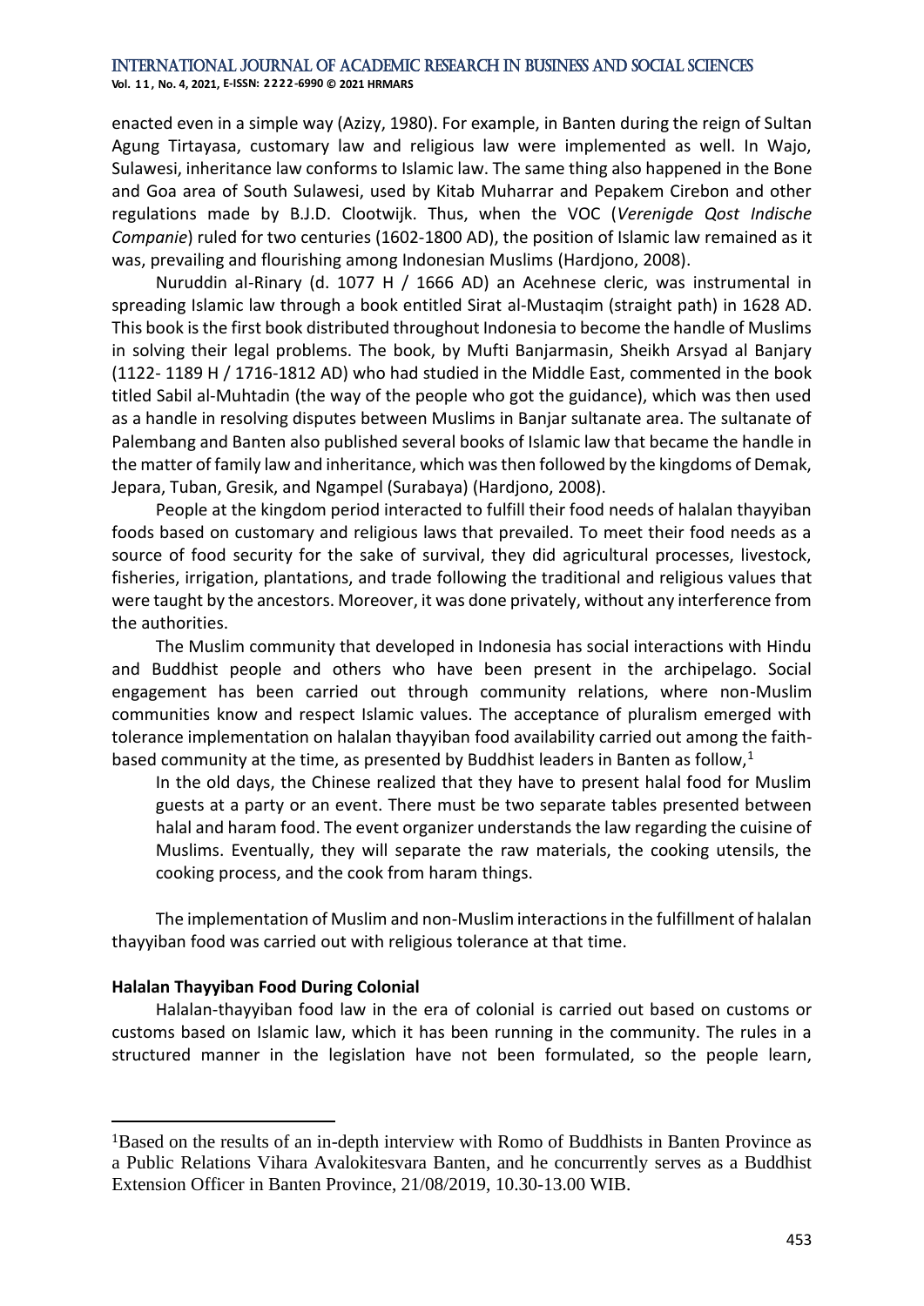enacted even in a simple way (Azizy, 1980). For example, in Banten during the reign of Sultan Agung Tirtayasa, customary law and religious law were implemented as well. In Wajo, Sulawesi, inheritance law conforms to Islamic law. The same thing also happened in the Bone and Goa area of South Sulawesi, used by Kitab Muharrar and Pepakem Cirebon and other regulations made by B.J.D. Clootwijk. Thus, when the VOC (*Verenigde Qost Indische Companie*) ruled for two centuries (1602-1800 AD), the position of Islamic law remained as it was, prevailing and flourishing among Indonesian Muslims (Hardjono, 2008).

Nuruddin al-Rinary (d. 1077 H / 1666 AD) an Acehnese cleric, was instrumental in spreading Islamic law through a book entitled Sirat al-Mustaqim (straight path) in 1628 AD. This book is the first book distributed throughout Indonesia to become the handle of Muslims in solving their legal problems. The book, by Mufti Banjarmasin, Sheikh Arsyad al Banjary (1122- 1189 H / 1716-1812 AD) who had studied in the Middle East, commented in the book titled Sabil al-Muhtadin (the way of the people who got the guidance), which was then used as a handle in resolving disputes between Muslims in Banjar sultanate area. The sultanate of Palembang and Banten also published several books of Islamic law that became the handle in the matter of family law and inheritance, which was then followed by the kingdoms of Demak, Jepara, Tuban, Gresik, and Ngampel (Surabaya) (Hardjono, 2008).

People at the kingdom period interacted to fulfill their food needs of halalan thayyiban foods based on customary and religious laws that prevailed. To meet their food needs as a source of food security for the sake of survival, they did agricultural processes, livestock, fisheries, irrigation, plantations, and trade following the traditional and religious values that were taught by the ancestors. Moreover, it was done privately, without any interference from the authorities.

The Muslim community that developed in Indonesia has social interactions with Hindu and Buddhist people and others who have been present in the archipelago. Social engagement has been carried out through community relations, where non-Muslim communities know and respect Islamic values. The acceptance of pluralism emerged with tolerance implementation on halalan thayyiban food availability carried out among the faith-based community at the time, as presented by Buddhist leaders in Banten as follow,[1]

> In the old days, the Chinese realized that they have to present halal food for Muslim guests at a party or an event. There must be two separate tables presented between halal and haram food. The event organizer understands the law regarding the cuisine of Muslims. Eventually, they will separate the raw materials, the cooking utensils, the cooking process, and the cook from haram things.

The implementation of Muslim and non-Muslim interactions in the fulfillment of halalan thayyiban food was carried out with religious tolerance at that time.

**Halalan Thayyiban Food During Colonial**

Halalan-thayyiban food law in the era of colonial is carried out based on customs or customs based on Islamic law, which it has been running in the community. The rules in a structured manner in the legislation have not been formulated, so the people learn,

[1]Based on the results of an in-depth interview with Romo of Buddhists in Banten Province as a Public Relations Vihara Avalokitesvara Banten, and he concurrently serves as a Buddhist Extension Officer in Banten Province, 21/08/2019, 10.30-13.00 WIB.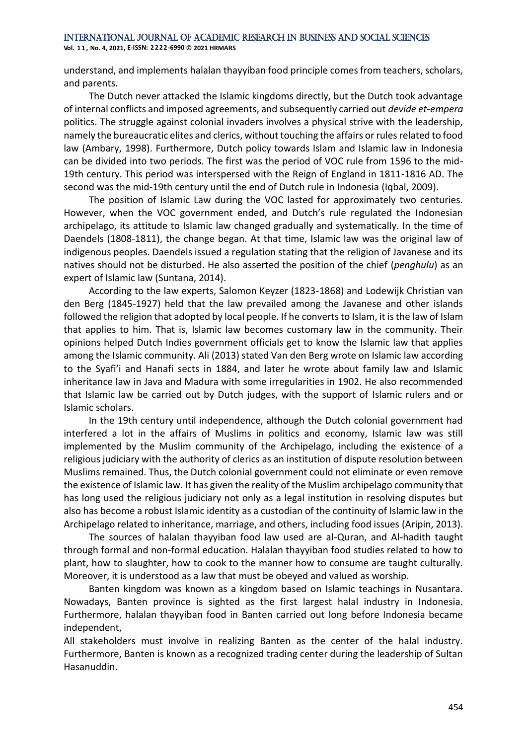understand, and implements halalan thayyiban food principle comes from teachers, scholars, and parents.

The Dutch never attacked the Islamic kingdoms directly, but the Dutch took advantage of internal conflicts and imposed agreements, and subsequently carried out *devide et-empera* politics. The struggle against colonial invaders involves a physical strive with the leadership, namely the bureaucratic elites and clerics, without touching the affairs or rules related to food law (Ambary, 1998). Furthermore, Dutch policy towards Islam and Islamic law in Indonesia can be divided into two periods. The first was the period of VOC rule from 1596 to the mid-19th century. This period was interspersed with the Reign of England in 1811-1816 AD. The second was the mid-19th century until the end of Dutch rule in Indonesia (Iqbal, 2009).

The position of Islamic Law during the VOC lasted for approximately two centuries. However, when the VOC government ended, and Dutch's rule regulated the Indonesian archipelago, its attitude to Islamic law changed gradually and systematically. In the time of Daendels (1808-1811), the change began. At that time, Islamic law was the original law of indigenous peoples. Daendels issued a regulation stating that the religion of Javanese and its natives should not be disturbed. He also asserted the position of the chief (*penghulu*) as an expert of Islamic law (Suntana, 2014).

According to the law experts, Salomon Keyzer (1823-1868) and Lodewijk Christian van den Berg (1845-1927) held that the law prevailed among the Javanese and other islands followed the religion that adopted by local people. If he converts to Islam, it is the law of Islam that applies to him. That is, Islamic law becomes customary law in the community. Their opinions helped Dutch Indies government officials get to know the Islamic law that applies among the Islamic community. Ali (2013) stated Van den Berg wrote on Islamic law according to the Syafi'i and Hanafi sects in 1884, and later he wrote about family law and Islamic inheritance law in Java and Madura with some irregularities in 1902. He also recommended that Islamic law be carried out by Dutch judges, with the support of Islamic rulers and or Islamic scholars.

In the 19th century until independence, although the Dutch colonial government had interfered a lot in the affairs of Muslims in politics and economy, Islamic law was still implemented by the Muslim community of the Archipelago, including the existence of a religious judiciary with the authority of clerics as an institution of dispute resolution between Muslims remained. Thus, the Dutch colonial government could not eliminate or even remove the existence of Islamic law. It has given the reality of the Muslim archipelago community that has long used the religious judiciary not only as a legal institution in resolving disputes but also has become a robust Islamic identity as a custodian of the continuity of Islamic law in the Archipelago related to inheritance, marriage, and others, including food issues (Aripin, 2013).

The sources of halalan thayyiban food law used are al-Quran, and Al-hadith taught through formal and non-formal education. Halalan thayyiban food studies related to how to plant, how to slaughter, how to cook to the manner how to consume are taught culturally. Moreover, it is understood as a law that must be obeyed and valued as worship.

Banten kingdom was known as a kingdom based on Islamic teachings in Nusantara. Nowadays, Banten province is sighted as the first largest halal industry in Indonesia. Furthermore, halalan thayyiban food in Banten carried out long before Indonesia became independent,

All stakeholders must involve in realizing Banten as the center of the halal industry. Furthermore, Banten is known as a recognized trading center during the leadership of Sultan Hasanuddin.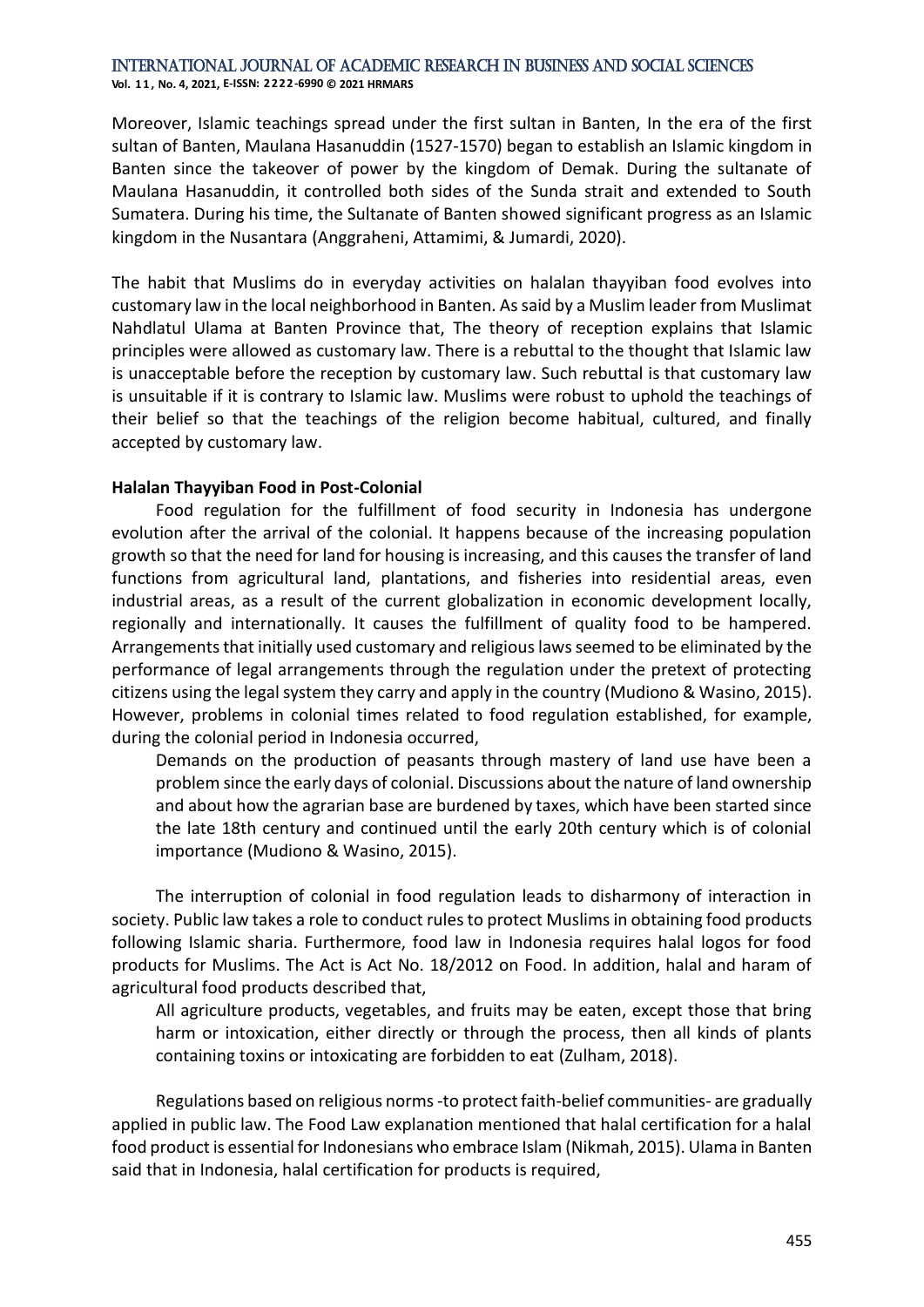Moreover, Islamic teachings spread under the first sultan in Banten, In the era of the first sultan of Banten, Maulana Hasanuddin (1527-1570) began to establish an Islamic kingdom in Banten since the takeover of power by the kingdom of Demak. During the sultanate of Maulana Hasanuddin, it controlled both sides of the Sunda strait and extended to South Sumatera. During his time, the Sultanate of Banten showed significant progress as an Islamic kingdom in the Nusantara (Anggraheni, Attamimi, & Jumardi, 2020).

The habit that Muslims do in everyday activities on halalan thayyiban food evolves into customary law in the local neighborhood in Banten. As said by a Muslim leader from Muslimat Nahdlatul Ulama at Banten Province that, The theory of reception explains that Islamic principles were allowed as customary law. There is a rebuttal to the thought that Islamic law is unacceptable before the reception by customary law. Such rebuttal is that customary law is unsuitable if it is contrary to Islamic law. Muslims were robust to uphold the teachings of their belief so that the teachings of the religion become habitual, cultured, and finally accepted by customary law.

**Halalan Thayyiban Food in Post-Colonial**

Food regulation for the fulfillment of food security in Indonesia has undergone evolution after the arrival of the colonial. It happens because of the increasing population growth so that the need for land for housing is increasing, and this causes the transfer of land functions from agricultural land, plantations, and fisheries into residential areas, even industrial areas, as a result of the current globalization in economic development locally, regionally and internationally. It causes the fulfillment of quality food to be hampered. Arrangements that initially used customary and religious laws seemed to be eliminated by the performance of legal arrangements through the regulation under the pretext of protecting citizens using the legal system they carry and apply in the country (Mudiono & Wasino, 2015). However, problems in colonial times related to food regulation established, for example, during the colonial period in Indonesia occurred,

> Demands on the production of peasants through mastery of land use have been a problem since the early days of colonial. Discussions about the nature of land ownership and about how the agrarian base are burdened by taxes, which have been started since the late 18th century and continued until the early 20th century which is of colonial importance (Mudiono & Wasino, 2015).

The interruption of colonial in food regulation leads to disharmony of interaction in society. Public law takes a role to conduct rules to protect Muslims in obtaining food products following Islamic sharia. Furthermore, food law in Indonesia requires halal logos for food products for Muslims. The Act is Act No. 18/2012 on Food. In addition, halal and haram of agricultural food products described that,

> All agriculture products, vegetables, and fruits may be eaten, except those that bring harm or intoxication, either directly or through the process, then all kinds of plants containing toxins or intoxicating are forbidden to eat (Zulham, 2018).

Regulations based on religious norms -to protect faith-belief communities- are gradually applied in public law. The Food Law explanation mentioned that halal certification for a halal food product is essential for Indonesians who embrace Islam (Nikmah, 2015). Ulama in Banten said that in Indonesia, halal certification for products is required,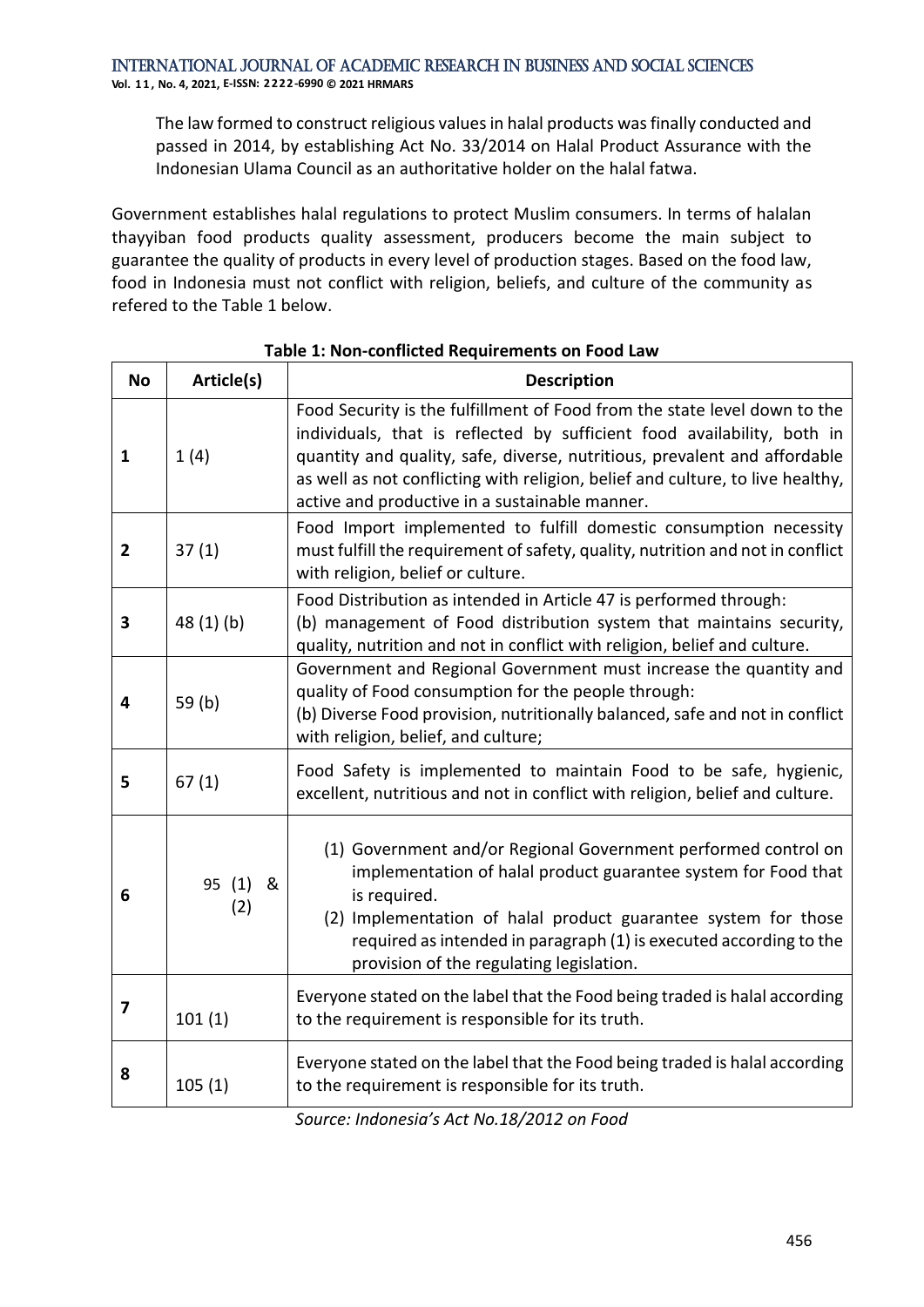The law formed to construct religious values in halal products was finally conducted and passed in 2014, by establishing Act No. 33/2014 on Halal Product Assurance with the Indonesian Ulama Council as an authoritative holder on the halal fatwa.

Government establishes halal regulations to protect Muslim consumers. In terms of halalan thayyiban food products quality assessment, producers become the main subject to guarantee the quality of products in every level of production stages. Based on the food law, food in Indonesia must not conflict with religion, beliefs, and culture of the community as refered to the Table 1 below.

**Table 1: Non-conflicted Requirements on Food Law**

| No | Article(s) | Description |
|---|---|---|
| 1 | 1 (4) | Food Security is the fulfillment of Food from the state level down to the individuals, that is reflected by sufficient food availability, both in quantity and quality, safe, diverse, nutritious, prevalent and affordable as well as not conflicting with religion, belief and culture, to live healthy, active and productive in a sustainable manner. |
| 2 | 37 (1) | Food Import implemented to fulfill domestic consumption necessity must fulfill the requirement of safety, quality, nutrition and not in conflict with religion, belief or culture. |
| 3 | 48 (1) (b) | Food Distribution as intended in Article 47 is performed through: (b) management of Food distribution system that maintains security, quality, nutrition and not in conflict with religion, belief and culture. |
| 4 | 59 (b) | Government and Regional Government must increase the quantity and quality of Food consumption for the people through: (b) Diverse Food provision, nutritionally balanced, safe and not in conflict with religion, belief, and culture; |
| 5 | 67 (1) | Food Safety is implemented to maintain Food to be safe, hygienic, excellent, nutritious and not in conflict with religion, belief and culture. |
| 6 | 95 (1) & (2) | (1) Government and/or Regional Government performed control on implementation of halal product guarantee system for Food that is required. (2) Implementation of halal product guarantee system for those required as intended in paragraph (1) is executed according to the provision of the regulating legislation. |
| 7 | 101 (1) | Everyone stated on the label that the Food being traded is halal according to the requirement is responsible for its truth. |
| 8 | 105 (1) | Everyone stated on the label that the Food being traded is halal according to the requirement is responsible for its truth. |

*Source: Indonesia's Act No.18/2012 on Food*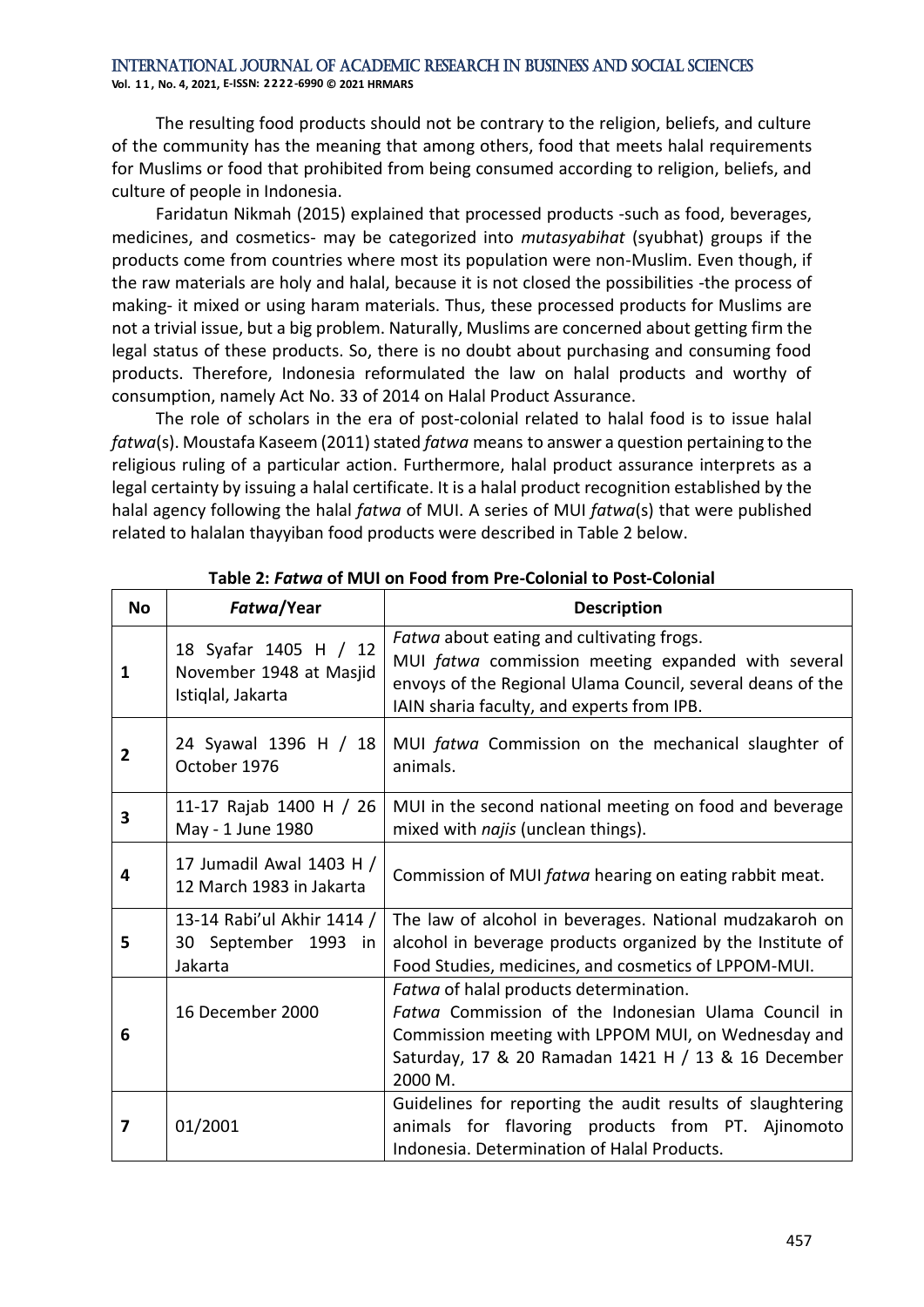The resulting food products should not be contrary to the religion, beliefs, and culture of the community has the meaning that among others, food that meets halal requirements for Muslims or food that prohibited from being consumed according to religion, beliefs, and culture of people in Indonesia.

Faridatun Nikmah (2015) explained that processed products -such as food, beverages, medicines, and cosmetics- may be categorized into *mutasyabihat* (syubhat) groups if the products come from countries where most its population were non-Muslim. Even though, if the raw materials are holy and halal, because it is not closed the possibilities -the process of making- it mixed or using haram materials. Thus, these processed products for Muslims are not a trivial issue, but a big problem. Naturally, Muslims are concerned about getting firm the legal status of these products. So, there is no doubt about purchasing and consuming food products. Therefore, Indonesia reformulated the law on halal products and worthy of consumption, namely Act No. 33 of 2014 on Halal Product Assurance.

The role of scholars in the era of post-colonial related to halal food is to issue halal *fatwa*(s). Moustafa Kaseem (2011) stated *fatwa* means to answer a question pertaining to the religious ruling of a particular action. Furthermore, halal product assurance interprets as a legal certainty by issuing a halal certificate. It is a halal product recognition established by the halal agency following the halal *fatwa* of MUI. A series of MUI *fatwa*(s) that were published related to halalan thayyiban food products were described in Table 2 below.

**Table 2: *Fatwa* of MUI on Food from Pre-Colonial to Post-Colonial**

| No | *Fatwa*/Year | Description |
|---|---|---|
| 1 | 18 Syafar 1405 H / 12 November 1948 at Masjid Istiqlal, Jakarta | *Fatwa* about eating and cultivating frogs. MUI *fatwa* commission meeting expanded with several envoys of the Regional Ulama Council, several deans of the IAIN sharia faculty, and experts from IPB. |
| 2 | 24 Syawal 1396 H / 18 October 1976 | MUI *fatwa* Commission on the mechanical slaughter of animals. |
| 3 | 11-17 Rajab 1400 H / 26 May - 1 June 1980 | MUI in the second national meeting on food and beverage mixed with *najis* (unclean things). |
| 4 | 17 Jumadil Awal 1403 H / 12 March 1983 in Jakarta | Commission of MUI *fatwa* hearing on eating rabbit meat. |
| 5 | 13-14 Rabi'ul Akhir 1414 / 30 September 1993 in Jakarta | The law of alcohol in beverages. National mudzakaroh on alcohol in beverage products organized by the Institute of Food Studies, medicines, and cosmetics of LPPOM-MUI. |
| 6 | 16 December 2000 | *Fatwa* of halal products determination. *Fatwa* Commission of the Indonesian Ulama Council in Commission meeting with LPPOM MUI, on Wednesday and Saturday, 17 & 20 Ramadan 1421 H / 13 & 16 December 2000 M. |
| 7 | 01/2001 | Guidelines for reporting the audit results of slaughtering animals for flavoring products from PT. Ajinomoto Indonesia. Determination of Halal Products. |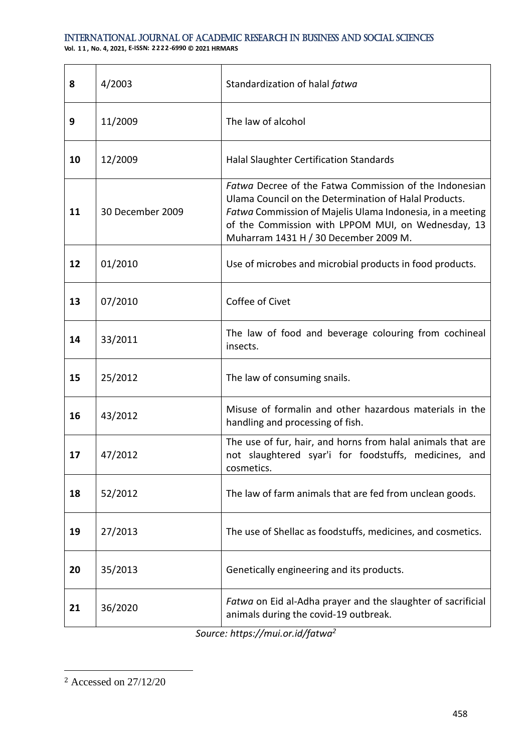| | | |
|---|---|---|
| **8** | 4/2003 | Standardization of halal *fatwa* |
| **9** | 11/2009 | The law of alcohol |
| **10** | 12/2009 | Halal Slaughter Certification Standards |
| **11** | 30 December 2009 | *Fatwa* Decree of the Fatwa Commission of the Indonesian Ulama Council on the Determination of Halal Products. *Fatwa* Commission of Majelis Ulama Indonesia, in a meeting of the Commission with LPPOM MUI, on Wednesday, 13 Muharram 1431 H / 30 December 2009 M. |
| **12** | 01/2010 | Use of microbes and microbial products in food products. |
| **13** | 07/2010 | Coffee of Civet |
| **14** | 33/2011 | The law of food and beverage colouring from cochineal insects. |
| **15** | 25/2012 | The law of consuming snails. |
| **16** | 43/2012 | Misuse of formalin and other hazardous materials in the handling and processing of fish. |
| **17** | 47/2012 | The use of fur, hair, and horns from halal animals that are not slaughtered syar'i for foodstuffs, medicines, and cosmetics. |
| **18** | 52/2012 | The law of farm animals that are fed from unclean goods. |
| **19** | 27/2013 | The use of Shellac as foodstuffs, medicines, and cosmetics. |
| **20** | 35/2013 | Genetically engineering and its products. |
| **21** | 36/2020 | *Fatwa* on Eid al-Adha prayer and the slaughter of sacrificial animals during the covid-19 outbreak. |

*Source: https://mui.or.id/fatwa*[2]

[2] Accessed on 27/12/20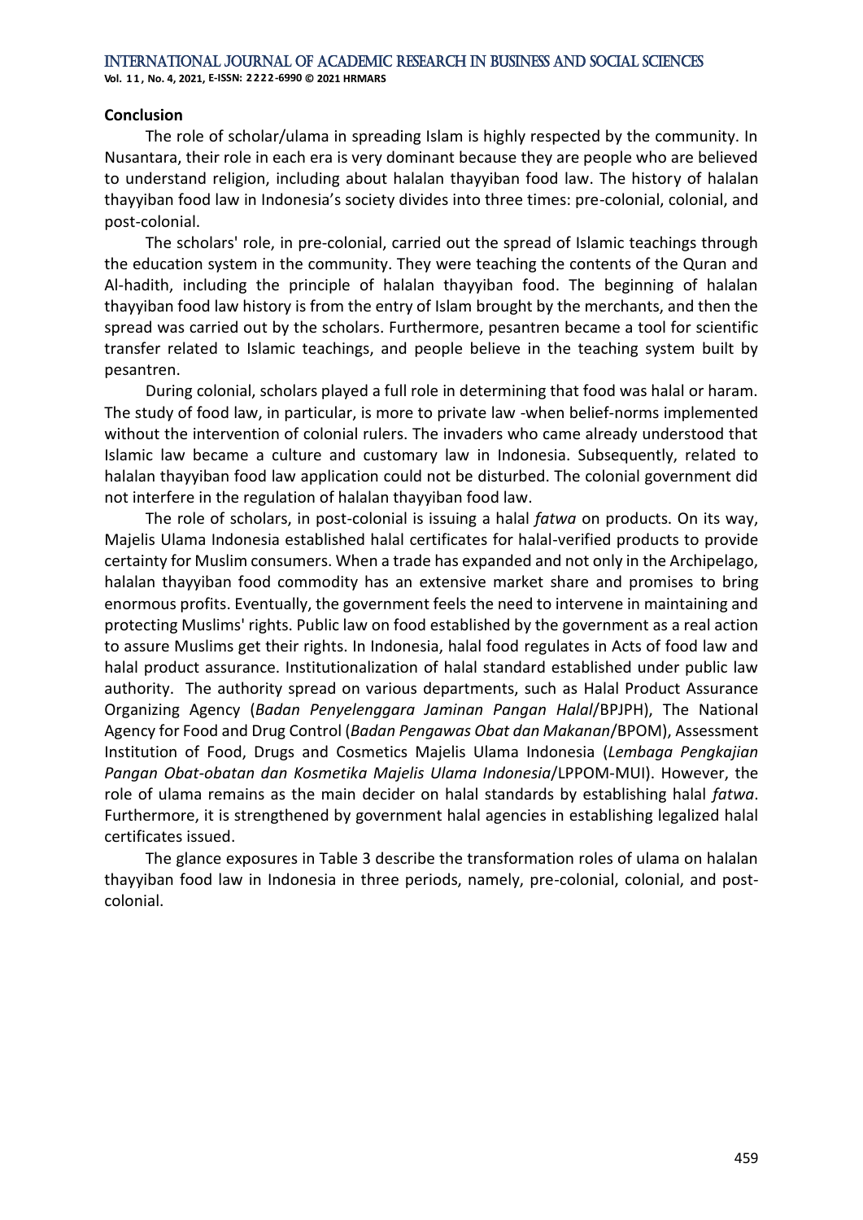**Conclusion**

The role of scholar/ulama in spreading Islam is highly respected by the community. In Nusantara, their role in each era is very dominant because they are people who are believed to understand religion, including about halalan thayyiban food law. The history of halalan thayyiban food law in Indonesia's society divides into three times: pre-colonial, colonial, and post-colonial.

The scholars' role, in pre-colonial, carried out the spread of Islamic teachings through the education system in the community. They were teaching the contents of the Quran and Al-hadith, including the principle of halalan thayyiban food. The beginning of halalan thayyiban food law history is from the entry of Islam brought by the merchants, and then the spread was carried out by the scholars. Furthermore, pesantren became a tool for scientific transfer related to Islamic teachings, and people believe in the teaching system built by pesantren.

During colonial, scholars played a full role in determining that food was halal or haram. The study of food law, in particular, is more to private law -when belief-norms implemented without the intervention of colonial rulers. The invaders who came already understood that Islamic law became a culture and customary law in Indonesia. Subsequently, related to halalan thayyiban food law application could not be disturbed. The colonial government did not interfere in the regulation of halalan thayyiban food law.

The role of scholars, in post-colonial is issuing a halal *fatwa* on products. On its way, Majelis Ulama Indonesia established halal certificates for halal-verified products to provide certainty for Muslim consumers. When a trade has expanded and not only in the Archipelago, halalan thayyiban food commodity has an extensive market share and promises to bring enormous profits. Eventually, the government feels the need to intervene in maintaining and protecting Muslims' rights. Public law on food established by the government as a real action to assure Muslims get their rights. In Indonesia, halal food regulates in Acts of food law and halal product assurance. Institutionalization of halal standard established under public law authority. The authority spread on various departments, such as Halal Product Assurance Organizing Agency (*Badan Penyelenggara Jaminan Pangan Halal*/BPJPH), The National Agency for Food and Drug Control (*Badan Pengawas Obat dan Makanan*/BPOM), Assessment Institution of Food, Drugs and Cosmetics Majelis Ulama Indonesia (*Lembaga Pengkajian Pangan Obat-obatan dan Kosmetika Majelis Ulama Indonesia*/LPPOM-MUI). However, the role of ulama remains as the main decider on halal standards by establishing halal *fatwa*. Furthermore, it is strengthened by government halal agencies in establishing legalized halal certificates issued.

The glance exposures in Table 3 describe the transformation roles of ulama on halalan thayyiban food law in Indonesia in three periods, namely, pre-colonial, colonial, and post-colonial.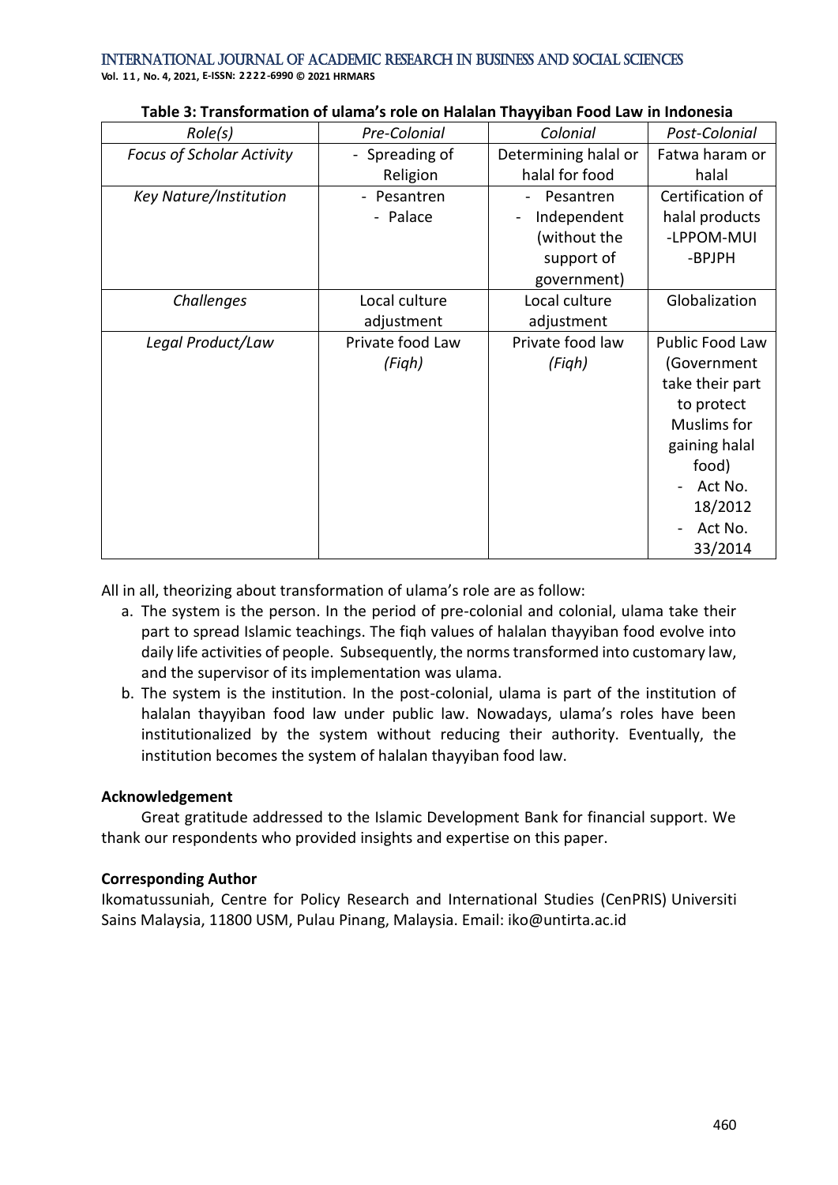**Table 3: Transformation of ulama's role on Halalan Thayyiban Food Law in Indonesia**

| *Role(s)* | *Pre-Colonial* | *Colonial* | *Post-Colonial* |
|---|---|---|---|
| *Focus of Scholar Activity* | - Spreading of Religion | Determining halal or halal for food | Fatwa haram or halal |
| *Key Nature/Institution* | - Pesantren<br>- Palace | - Pesantren<br>- Independent (without the support of government) | Certification of halal products<br>-LPPOM-MUI<br>-BPJPH |
| *Challenges* | Local culture adjustment | Local culture adjustment | Globalization |
| *Legal Product/Law* | Private food Law *(Fiqh)* | Private food law *(Fiqh)* | Public Food Law (Government take their part to protect Muslims for gaining halal food)<br>- Act No. 18/2012<br>- Act No. 33/2014 |

All in all, theorizing about transformation of ulama's role are as follow:

a. The system is the person. In the period of pre-colonial and colonial, ulama take their part to spread Islamic teachings. The fiqh values of halalan thayyiban food evolve into daily life activities of people. Subsequently, the norms transformed into customary law, and the supervisor of its implementation was ulama.
b. The system is the institution. In the post-colonial, ulama is part of the institution of halalan thayyiban food law under public law. Nowadays, ulama's roles have been institutionalized by the system without reducing their authority. Eventually, the institution becomes the system of halalan thayyiban food law.

**Acknowledgement**

Great gratitude addressed to the Islamic Development Bank for financial support. We thank our respondents who provided insights and expertise on this paper.

**Corresponding Author**

Ikomatussuniah, Centre for Policy Research and International Studies (CenPRIS) Universiti Sains Malaysia, 11800 USM, Pulau Pinang, Malaysia. Email: iko@untirta.ac.id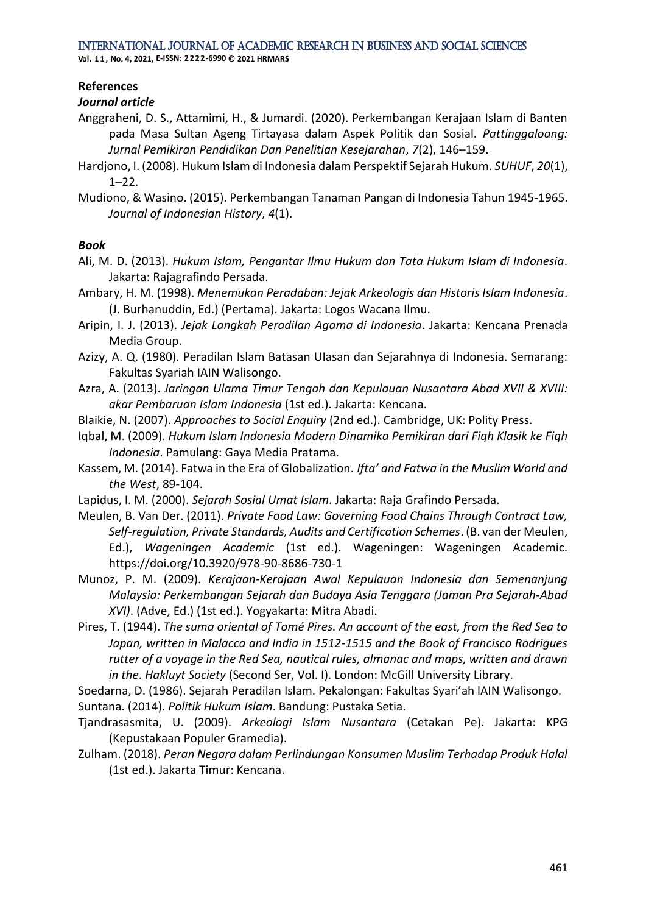## References

### *Journal article*

Anggraheni, D. S., Attamimi, H., & Jumardi. (2020). Perkembangan Kerajaan Islam di Banten pada Masa Sultan Ageng Tirtayasa dalam Aspek Politik dan Sosial. *Pattinggaloang: Jurnal Pemikiran Pendidikan Dan Penelitian Kesejarahan*, *7*(2), 146–159.

Hardjono, I. (2008). Hukum Islam di Indonesia dalam Perspektif Sejarah Hukum. *SUHUF*, *20*(1), 1–22.

Mudiono, & Wasino. (2015). Perkembangan Tanaman Pangan di Indonesia Tahun 1945-1965. *Journal of Indonesian History*, *4*(1).

### *Book*

Ali, M. D. (2013). *Hukum Islam, Pengantar Ilmu Hukum dan Tata Hukum Islam di Indonesia*. Jakarta: Rajagrafindo Persada.

Ambary, H. M. (1998). *Menemukan Peradaban: Jejak Arkeologis dan Historis Islam Indonesia*. (J. Burhanuddin, Ed.) (Pertama). Jakarta: Logos Wacana Ilmu.

Aripin, I. J. (2013). *Jejak Langkah Peradilan Agama di Indonesia*. Jakarta: Kencana Prenada Media Group.

Azizy, A. Q. (1980). Peradilan Islam Batasan UIasan dan Sejarahnya di Indonesia. Semarang: Fakultas Syariah IAIN Walisongo.

Azra, A. (2013). *Jaringan Ulama Timur Tengah dan Kepulauan Nusantara Abad XVII & XVIII: akar Pembaruan Islam Indonesia* (1st ed.). Jakarta: Kencana.

Blaikie, N. (2007). *Approaches to Social Enquiry* (2nd ed.). Cambridge, UK: Polity Press.

Iqbal, M. (2009). *Hukum Islam Indonesia Modern Dinamika Pemikiran dari Fiqh Klasik ke Fiqh Indonesia*. Pamulang: Gaya Media Pratama.

Kassem, M. (2014). Fatwa in the Era of Globalization. *Ifta' and Fatwa in the Muslim World and the West*, 89-104.

Lapidus, I. M. (2000). *Sejarah Sosial Umat Islam*. Jakarta: Raja Grafindo Persada.

Meulen, B. Van Der. (2011). *Private Food Law: Governing Food Chains Through Contract Law, Self-regulation, Private Standards, Audits and Certification Schemes*. (B. van der Meulen, Ed.), *Wageningen Academic* (1st ed.). Wageningen: Wageningen Academic. https://doi.org/10.3920/978-90-8686-730-1

Munoz, P. M. (2009). *Kerajaan-Kerajaan Awal Kepulauan Indonesia dan Semenanjung Malaysia: Perkembangan Sejarah dan Budaya Asia Tenggara (Jaman Pra Sejarah-Abad XVI)*. (Adve, Ed.) (1st ed.). Yogyakarta: Mitra Abadi.

Pires, T. (1944). *The suma oriental of Tomé Pires. An account of the east, from the Red Sea to Japan, written in Malacca and India in 1512-1515 and the Book of Francisco Rodrigues rutter of a voyage in the Red Sea, nautical rules, almanac and maps, written and drawn in the*. *Hakluyt Society* (Second Ser, Vol. I). London: McGill University Library.

Soedarna, D. (1986). Sejarah Peradilan Islam. Pekalongan: Fakultas Syari'ah lAIN Walisongo.

Suntana. (2014). *Politik Hukum Islam*. Bandung: Pustaka Setia.

Tjandrasasmita, U. (2009). *Arkeologi Islam Nusantara* (Cetakan Pe). Jakarta: KPG (Kepustakaan Populer Gramedia).

Zulham. (2018). *Peran Negara dalam Perlindungan Konsumen Muslim Terhadap Produk Halal* (1st ed.). Jakarta Timur: Kencana.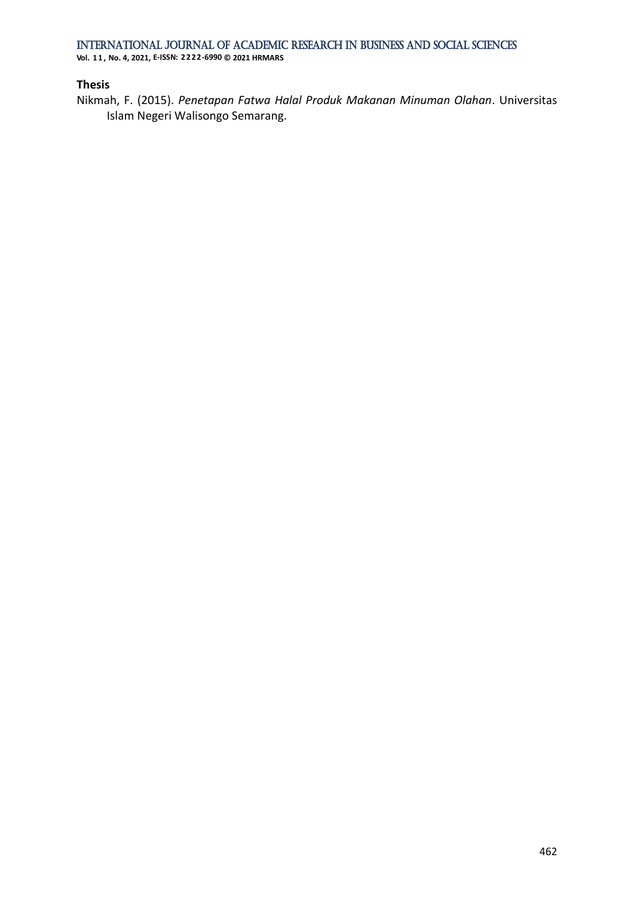**Thesis**

Nikmah, F. (2015). *Penetapan Fatwa Halal Produk Makanan Minuman Olahan*. Universitas Islam Negeri Walisongo Semarang.